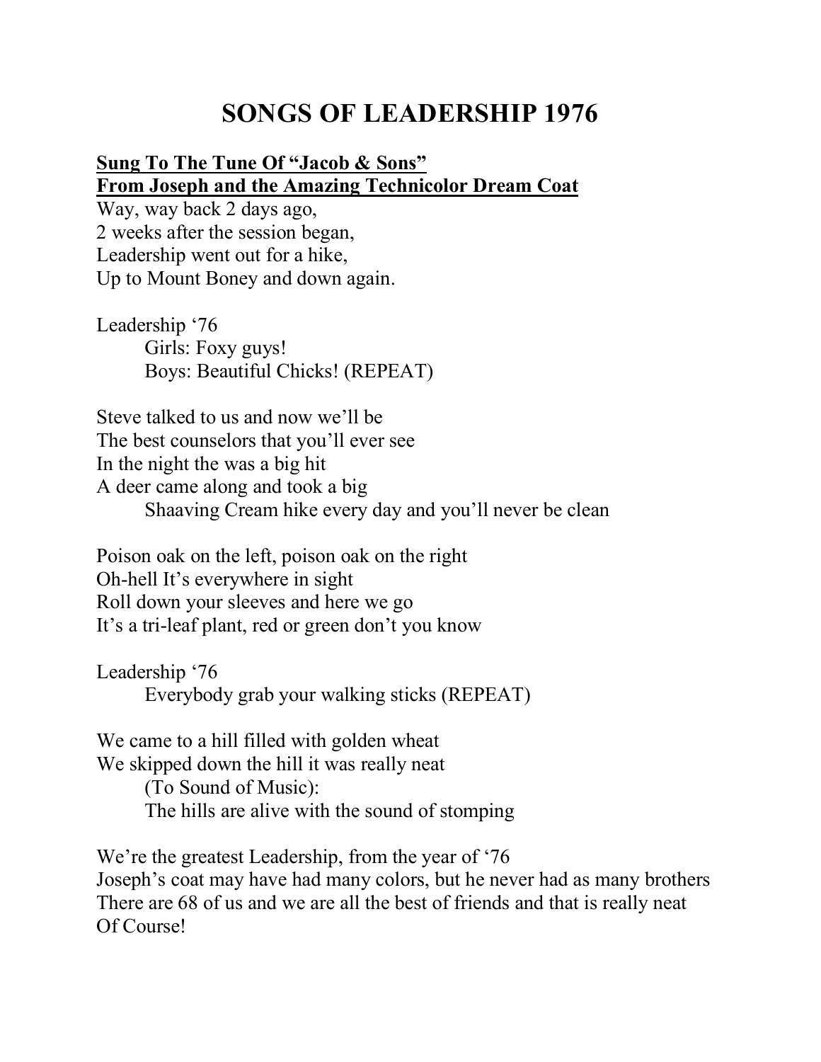# SONGS OF LEADERSHIP 1976

**Sung To The Tune Of "Jacob & Sons"**
**From Joseph and the Amazing Technicolor Dream Coat**

Way, way back 2 days ago,
2 weeks after the session began,
Leadership went out for a hike,
Up to Mount Boney and down again.

Leadership '76
    Girls: Foxy guys!
    Boys: Beautiful Chicks! (REPEAT)

Steve talked to us and now we'll be
The best counselors that you'll ever see
In the night the was a big hit
A deer came along and took a big
    Shaaving Cream hike every day and you'll never be clean

Poison oak on the left, poison oak on the right
Oh-hell It's everywhere in sight
Roll down your sleeves and here we go
It's a tri-leaf plant, red or green don't you know

Leadership '76
    Everybody grab your walking sticks (REPEAT)

We came to a hill filled with golden wheat
We skipped down the hill it was really neat
    (To Sound of Music):
    The hills are alive with the sound of stomping

We're the greatest Leadership, from the year of '76
Joseph's coat may have had many colors, but he never had as many brothers
There are 68 of us and we are all the best of friends and that is really neat
Of Course!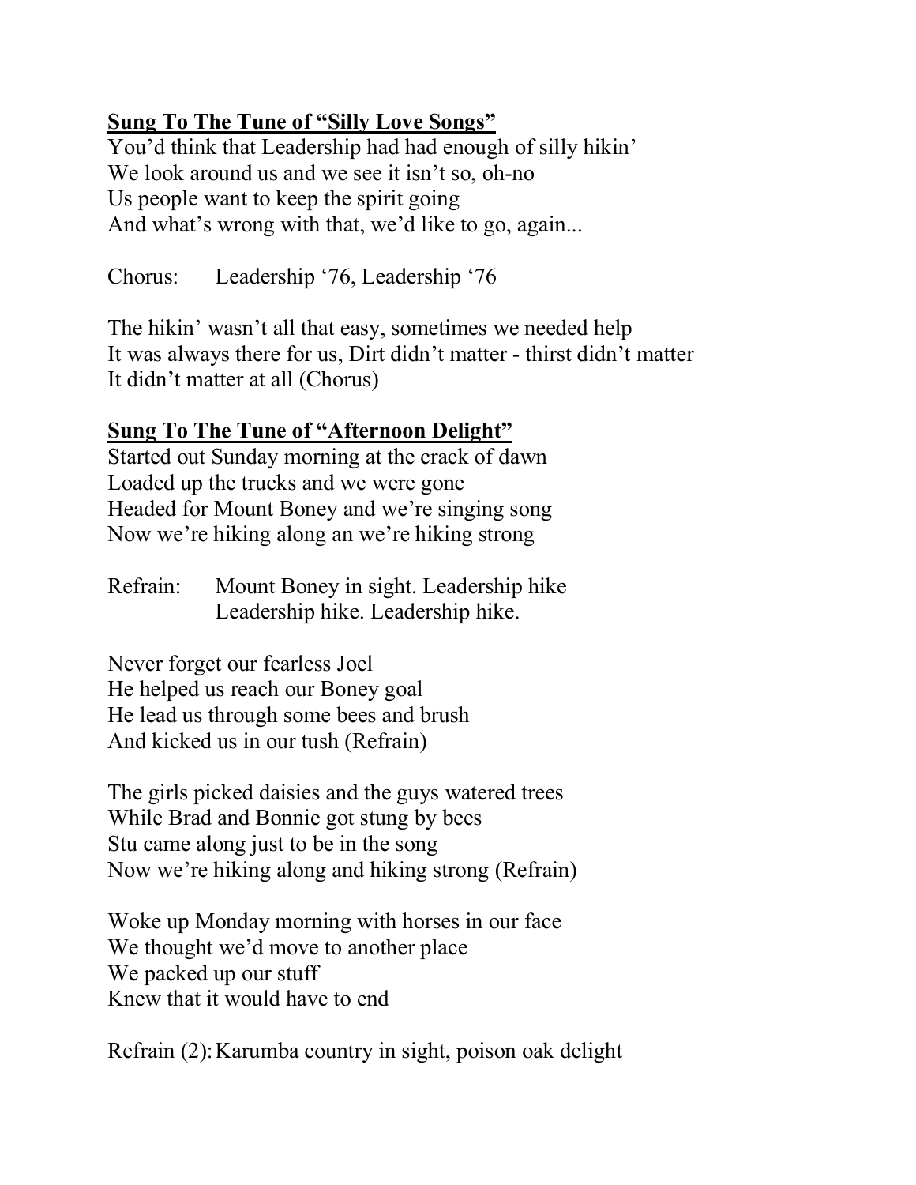**<u>Sung To The Tune of "Silly Love Songs"</u>**

You'd think that Leadership had had enough of silly hikin'
We look around us and we see it isn't so, oh-no
Us people want to keep the spirit going
And what's wrong with that, we'd like to go, again...

Chorus: Leadership '76, Leadership '76

The hikin' wasn't all that easy, sometimes we needed help
It was always there for us, Dirt didn't matter - thirst didn't matter
It didn't matter at all (Chorus)

**<u>Sung To The Tune of "Afternoon Delight"</u>**

Started out Sunday morning at the crack of dawn
Loaded up the trucks and we were gone
Headed for Mount Boney and we're singing song
Now we're hiking along an we're hiking strong

Refrain: Mount Boney in sight. Leadership hike
Leadership hike. Leadership hike.

Never forget our fearless Joel
He helped us reach our Boney goal
He lead us through some bees and brush
And kicked us in our tush (Refrain)

The girls picked daisies and the guys watered trees
While Brad and Bonnie got stung by bees
Stu came along just to be in the song
Now we're hiking along and hiking strong (Refrain)

Woke up Monday morning with horses in our face
We thought we'd move to another place
We packed up our stuff
Knew that it would have to end

Refrain (2): Karumba country in sight, poison oak delight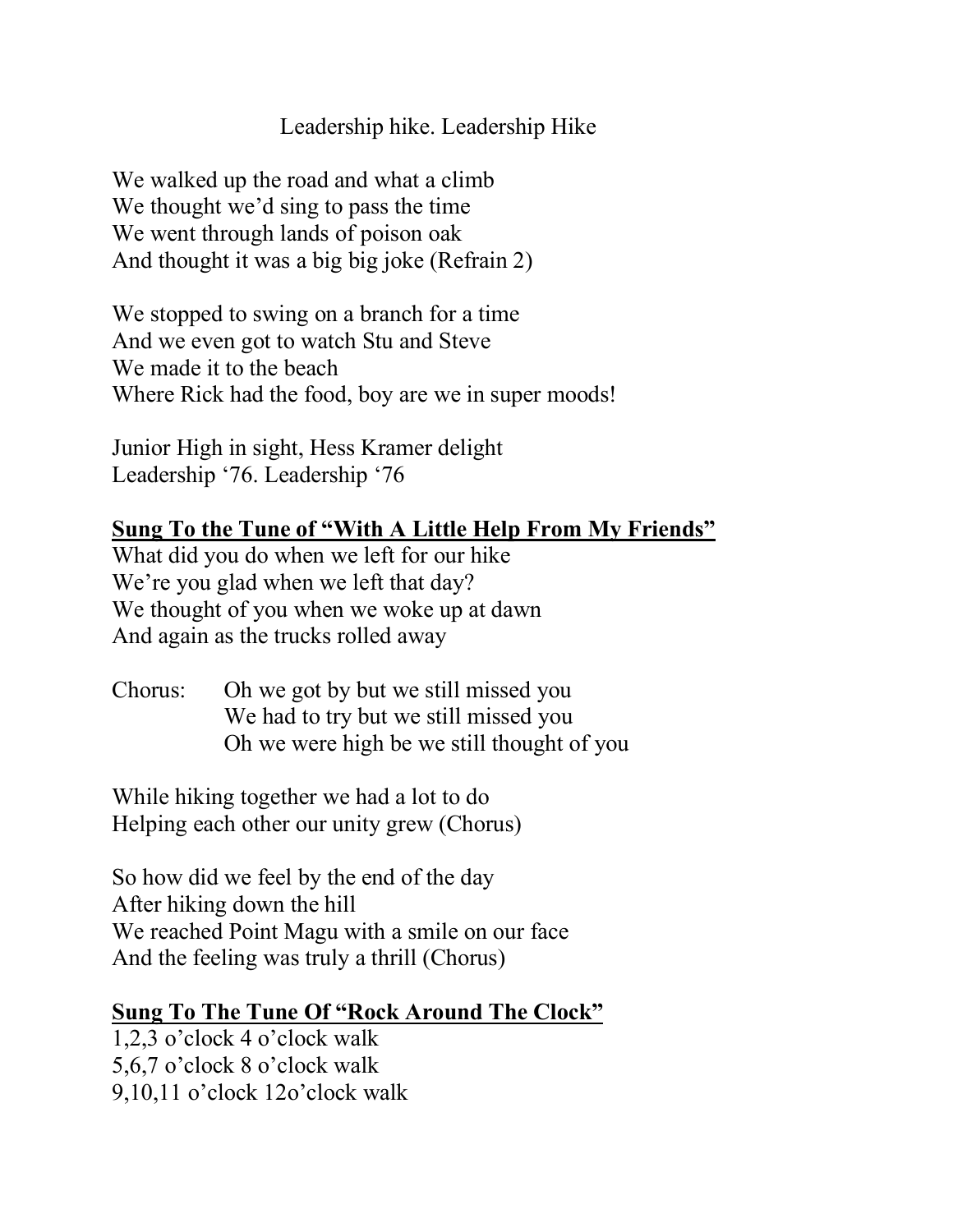Leadership hike. Leadership Hike

We walked up the road and what a climb  
We thought we'd sing to pass the time  
We went through lands of poison oak  
And thought it was a big big joke (Refrain 2)

We stopped to swing on a branch for a time  
And we even got to watch Stu and Steve  
We made it to the beach  
Where Rick had the food, boy are we in super moods!

Junior High in sight, Hess Kramer delight  
Leadership '76. Leadership '76

**<u>Sung To the Tune of "With A Little Help From My Friends"</u>**

What did you do when we left for our hike  
We're you glad when we left that day?  
We thought of you when we woke up at dawn  
And again as the trucks rolled away

Chorus: Oh we got by but we still missed you  
We had to try but we still missed you  
Oh we were high be we still thought of you

While hiking together we had a lot to do  
Helping each other our unity grew (Chorus)

So how did we feel by the end of the day  
After hiking down the hill  
We reached Point Magu with a smile on our face  
And the feeling was truly a thrill (Chorus)

**<u>Sung To The Tune Of "Rock Around The Clock"</u>**

1,2,3 o'clock 4 o'clock walk  
5,6,7 o'clock 8 o'clock walk  
9,10,11 o'clock 12o'clock walk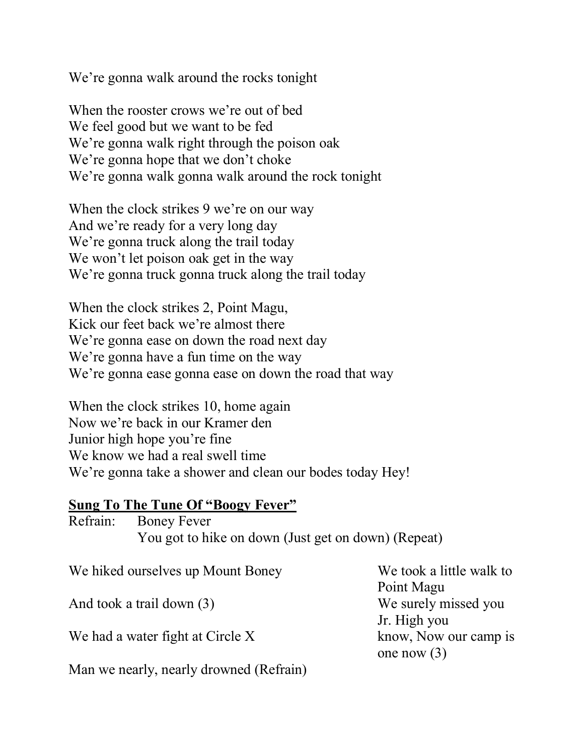We're gonna walk around the rocks tonight

When the rooster crows we're out of bed  
We feel good but we want to be fed  
We're gonna walk right through the poison oak  
We're gonna hope that we don't choke  
We're gonna walk gonna walk around the rock tonight

When the clock strikes 9 we're on our way  
And we're ready for a very long day  
We're gonna truck along the trail today  
We won't let poison oak get in the way  
We're gonna truck gonna truck along the trail today

When the clock strikes 2, Point Magu,  
Kick our feet back we're almost there  
We're gonna ease on down the road next day  
We're gonna have a fun time on the way  
We're gonna ease gonna ease on down the road that way

When the clock strikes 10, home again  
Now we're back in our Kramer den  
Junior high hope you're fine  
We know we had a real swell time  
We're gonna take a shower and clean our bodes today Hey!

**<u>Sung To The Tune Of "Boogy Fever"</u>**

Refrain: Boney Fever  
You got to hike on down (Just get on down) (Repeat)

We hiked ourselves up Mount Boney

And took a trail down (3)

We had a water fight at Circle X

Man we nearly, nearly drowned (Refrain)

We took a little walk to Point Magu  
We surely missed you Jr. High you know, Now our camp is one now (3)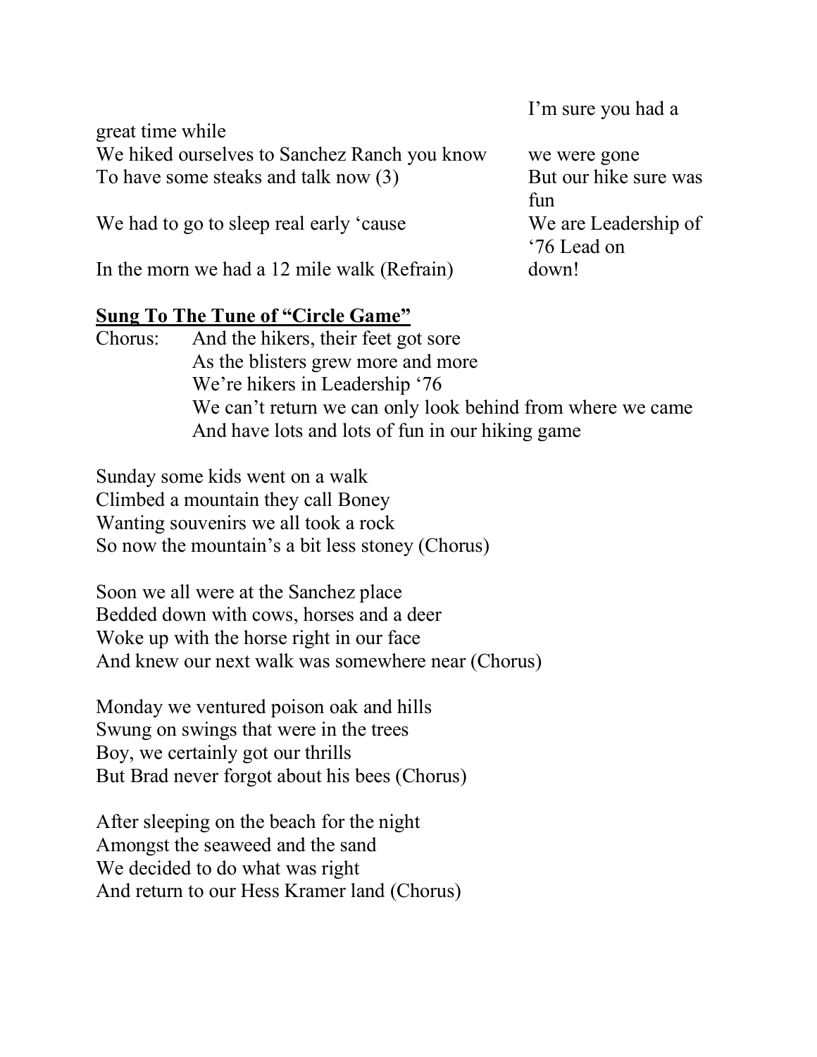I'm sure you had a great time while we were gone
But our hike sure was fun
We are Leadership of '76 Lead on down!

We hiked ourselves to Sanchez Ranch you know
To have some steaks and talk now (3)

We had to go to sleep real early 'cause

In the morn we had a 12 mile walk (Refrain)

**<u>Sung To The Tune of "Circle Game"</u>**

Chorus: And the hikers, their feet got sore
As the blisters grew more and more
We're hikers in Leadership '76
We can't return we can only look behind from where we came
And have lots and lots of fun in our hiking game

Sunday some kids went on a walk
Climbed a mountain they call Boney
Wanting souvenirs we all took a rock
So now the mountain's a bit less stoney (Chorus)

Soon we all were at the Sanchez place
Bedded down with cows, horses and a deer
Woke up with the horse right in our face
And knew our next walk was somewhere near (Chorus)

Monday we ventured poison oak and hills
Swung on swings that were in the trees
Boy, we certainly got our thrills
But Brad never forgot about his bees (Chorus)

After sleeping on the beach for the night
Amongst the seaweed and the sand
We decided to do what was right
And return to our Hess Kramer land (Chorus)